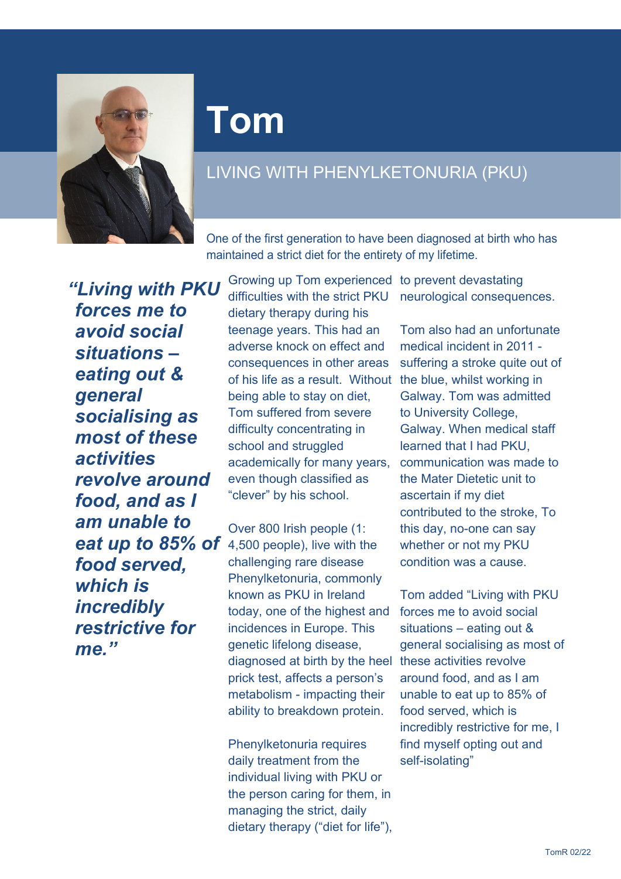# Tom

## LIVING WITH PHENYLKETONURIA (PKU)

One of the first generation to have been diagnosed at birth who has maintained a strict diet for the entirety of my lifetime.

> ***"Living with PKU forces me to avoid social situations – eating out & general socialising as most of these activities revolve around food, and as I am unable to eat up to 85% of food served, which is incredibly restrictive for me."***

Growing up Tom experienced difficulties with the strict PKU dietary therapy during his teenage years. This had an adverse knock on effect and consequences in other areas of his life as a result. Without being able to stay on diet, Tom suffered from severe difficulty concentrating in school and struggled academically for many years, even though classified as "clever" by his school.

Over 800 Irish people (1: 4,500 people), live with the challenging rare disease Phenylketonuria, commonly known as PKU in Ireland today, one of the highest and incidences in Europe. This genetic lifelong disease, diagnosed at birth by the heel prick test, affects a person's metabolism - impacting their ability to breakdown protein.

Phenylketonuria requires daily treatment from the individual living with PKU or the person caring for them, in managing the strict, daily dietary therapy ("diet for life"), to prevent devastating neurological consequences.

Tom also had an unfortunate medical incident in 2011 - suffering a stroke quite out of the blue, whilst working in Galway. Tom was admitted to University College, Galway. When medical staff learned that I had PKU, communication was made to the Mater Dietetic unit to ascertain if my diet contributed to the stroke, To this day, no-one can say whether or not my PKU condition was a cause.

Tom added "Living with PKU forces me to avoid social situations – eating out & general socialising as most of these activities revolve around food, and as I am unable to eat up to 85% of food served, which is incredibly restrictive for me, I find myself opting out and self-isolating"

TomR 02/22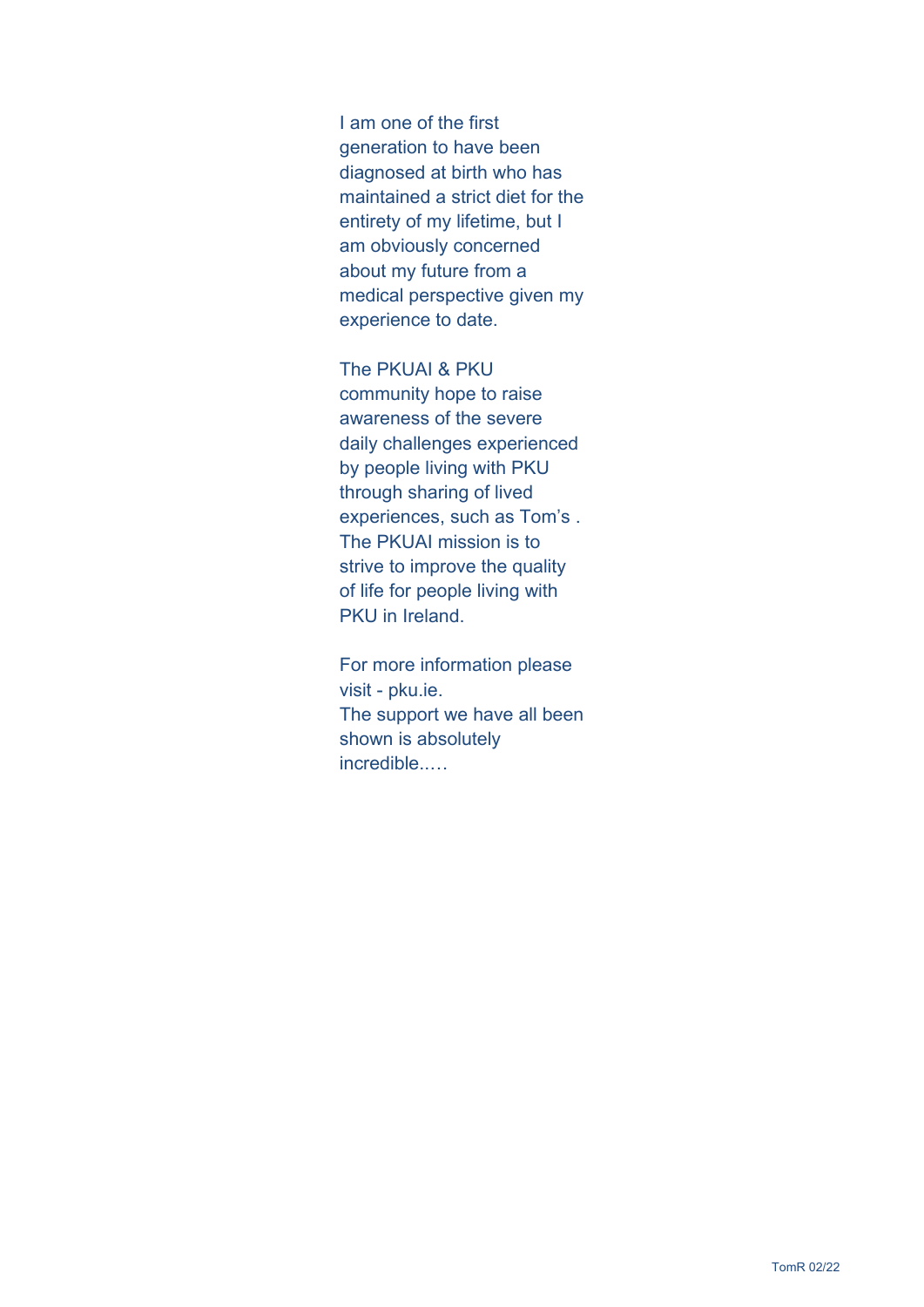I am one of the first generation to have been diagnosed at birth who has maintained a strict diet for the entirety of my lifetime, but I am obviously concerned about my future from a medical perspective given my experience to date.

The PKUAI & PKU community hope to raise awareness of the severe daily challenges experienced by people living with PKU through sharing of lived experiences, such as Tom's . The PKUAI mission is to strive to improve the quality of life for people living with PKU in Ireland.

For more information please visit - pku.ie.
The support we have all been shown is absolutely incredible.….

TomR 02/22